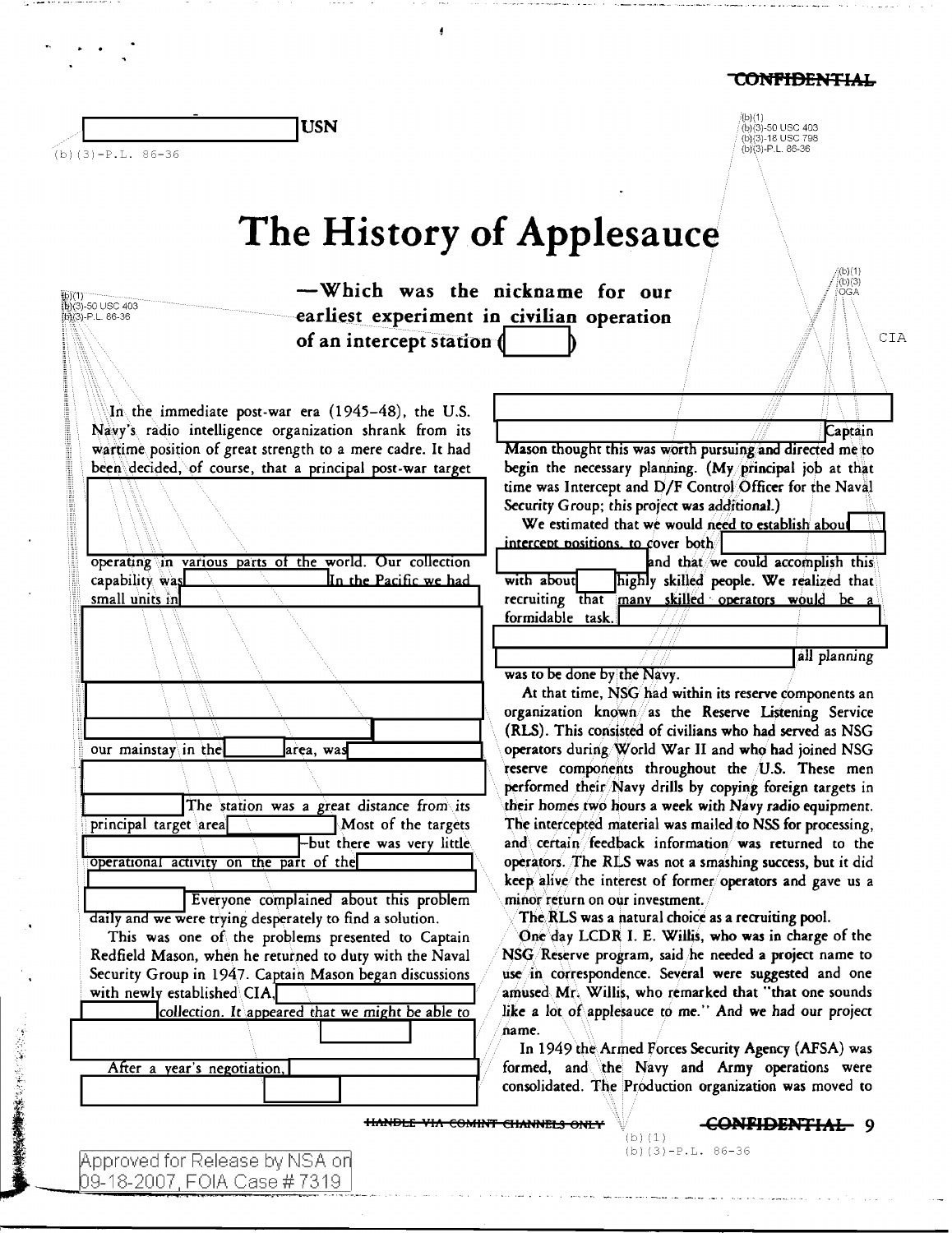USN

# The History of Applesauce

**—Which was the nickname for our earliest experiment in civilian operation of an intercept station ( )**

In the immediate post-war era (1945–48), the U.S. Navy's radio intelligence organization shrank from its wartime position of great strength to a mere cadre. It had been decided, of course, that a principal post-war target

operating in various parts of the world. Our collection capability was In the Pacific we had small units in

our mainstay in the area, was

The station was a great distance from its principal target area Most of the targets —but there was very little operational activity on the part of the

Everyone complained about this problem daily and we were trying desperately to find a solution.

This was one of the problems presented to Captain Redfield Mason, when he returned to duty with the Naval Security Group in 1947. Captain Mason began discussions with newly established CIA, collection. It appeared that we might be able to

After a year's negotiation,

Captain Mason thought this was worth pursuing and directed me to begin the necessary planning. (My principal job at that time was Intercept and D/F Control Officer for the Naval Security Group; this project was additional.)

We estimated that we would need to establish about intercept positions, to cover both and that we could accomplish this with about highly skilled people. We realized that recruiting that many skilled operators would be a formidable task. all planning was to be done by the Navy.

At that time, NSG had within its reserve components an organization known as the Reserve Listening Service (RLS). This consisted of civilians who had served as NSG operators during World War II and who had joined NSG reserve components throughout the U.S. These men performed their Navy drills by copying foreign targets in their homes two hours a week with Navy radio equipment. The intercepted material was mailed to NSS for processing, and certain feedback information was returned to the operators. The RLS was not a smashing success, but it did keep alive the interest of former operators and gave us a minor return on our investment.

The RLS was a natural choice as a recruiting pool.

One day LCDR I. E. Willis, who was in charge of the NSG Reserve program, said he needed a project name to use in correspondence. Several were suggested and one amused Mr. Willis, who remarked that "that one sounds like a lot of applesauce to me." And we had our project name.

In 1949 the Armed Forces Security Agency (AFSA) was formed, and the Navy and Army operations were consolidated. The Production organization was moved to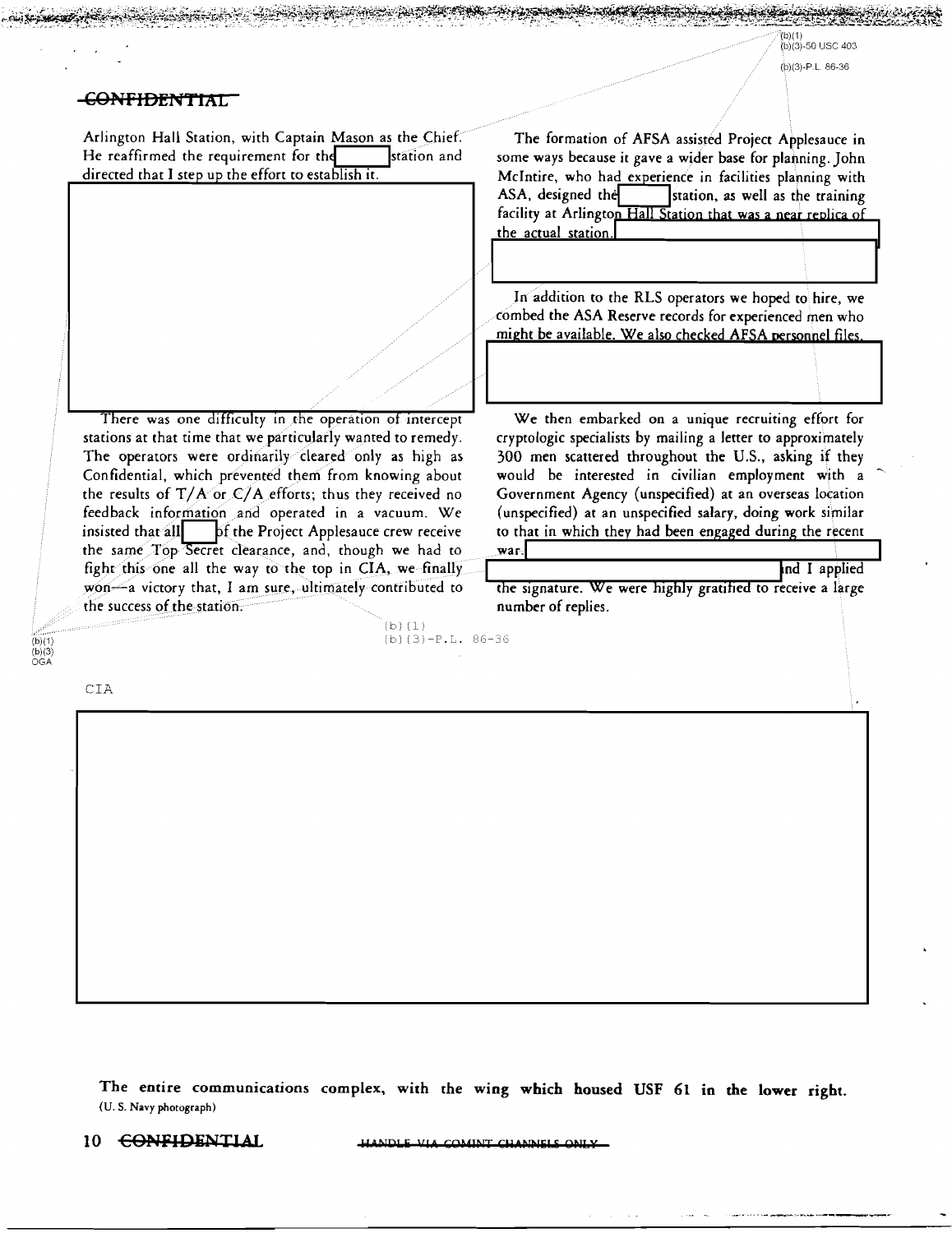**CONFIDENTIAL**

Arlington Hall Station, with Captain Mason as the Chief. He reaffirmed the requirement for the [redacted] station and directed that I step up the effort to establish it.

[redacted]

There was one difficulty in the operation of intercept stations at that time that we particularly wanted to remedy. The operators were ordinarily cleared only as high as Confidential, which prevented them from knowing about the results of T/A or C/A efforts; thus they received no feedback information and operated in a vacuum. We insisted that all [redacted] of the Project Applesauce crew receive the same Top Secret clearance, and, though we had to fight this one all the way to the top in CIA, we finally won—a victory that, I am sure, ultimately contributed to the success of the station.

The formation of AFSA assisted Project Applesauce in some ways because it gave a wider base for planning. John McIntire, who had experience in facilities planning with ASA, designed the [redacted] station, as well as the training facility at Arlington Hall Station that was a near replica of the actual station. [redacted]

In addition to the RLS operators we hoped to hire, we combed the ASA Reserve records for experienced men who might be available. We also checked AFSA personnel files. [redacted]

We then embarked on a unique recruiting effort for cryptologic specialists by mailing a letter to approximately 300 men scattered throughout the U.S., asking if they would be interested in civilian employment with a Government Agency (unspecified) at an overseas location (unspecified) at an unspecified salary, doing work similar to that in which they had been engaged during the recent war. [redacted] and I applied the signature. We were highly gratified to receive a large number of replies.

(b)(1)
(b)(3)-50 USC 403
(b)(3)-P.L. 86-36

(b)(1)
(b)(3)
OGA

CIA

[redacted]

**The entire communications complex, with the wing which housed USF 61 in the lower right.** (U. S. Navy photograph)

**CONFIDENTIAL** HANDLE VIA COMINT CHANNELS ONLY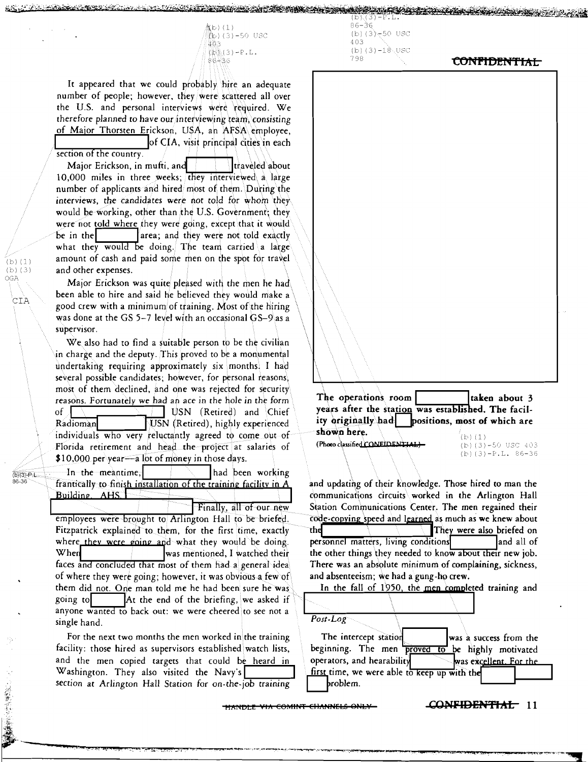It appeared that we could probably hire an adequate number of people; however, they were scattered all over the U.S. and personal interviews were required. We therefore planned to have our interviewing team, consisting of Major Thorsten Erickson, USA, an AFSA employee, [redacted] of CIA, visit principal cities in each section of the country.

Major Erickson, in mufti, and [redacted] traveled about 10,000 miles in three weeks; they interviewed a large number of applicants and hired most of them. During the interviews, the candidates were not told for whom they would be working, other than the U.S. Government; they were not told where they were going, except that it would be in the [redacted] area; and they were not told exactly what they would be doing. The team carried a large amount of cash and paid some men on the spot for travel and other expenses.

Major Erickson was quite pleased with the men he had been able to hire and said he believed they would make a good crew with a minimum of training. Most of the hiring was done at the GS 5–7 level with an occasional GS–9 as a supervisor.

We also had to find a suitable person to be the civilian in charge and the deputy. This proved to be a monumental undertaking requiring approximately six months. I had several possible candidates; however, for personal reasons, most of them declined, and one was rejected for security reasons. Fortunately we had an ace in the hole in the form of [redacted] USN (Retired) and Chief Radioman [redacted] USN (Retired), highly experienced individuals who very reluctantly agreed to come out of Florida retirement and head the project at salaries of $10,000 per year—a lot of money in those days.

In the meantime, [redacted] had been working frantically to finish installation of the training facility in A Building, AHS. [redacted] Finally, all of our new employees were brought to Arlington Hall to be briefed. Fitzpatrick explained to them, for the first time, exactly where they were going and what they would be doing. When [redacted] was mentioned, I watched their faces and concluded that most of them had a general idea of where they were going; however, it was obvious a few of them did not. One man told me he had been sure he was going to [redacted] At the end of the briefing, we asked if anyone wanted to back out: we were cheered to see not a single hand.

For the next two months the men worked in the training facility: those hired as supervisors established watch lists, and the men copied targets that could be heard in Washington. They also visited the Navy's [redacted] section at Arlington Hall Station for on-the-job training and updating of their knowledge. Those hired to man the communications circuits worked in the Arlington Hall Station Communications Center. The men regained their code-copying speed and learned as much as we knew about the [redacted] They were also briefed on personnel matters, living conditions [redacted] and all of the other things they needed to know about their new job. There was an absolute minimum of complaining, sickness, and absenteeism; we had a gung-ho crew.

In the fall of 1950, the men completed training and [redacted]

**The operations room [redacted] taken about 3 years after the station was established. The facility originally had [redacted] positions, most of which are shown here.**

(Photo classified CONFIDENTIAL)

*Post-Log*

The intercept station [redacted] was a success from the beginning. The men proved to be highly motivated operators, and hearability [redacted] was excellent. For the first time, we were able to keep up with the [redacted] problem.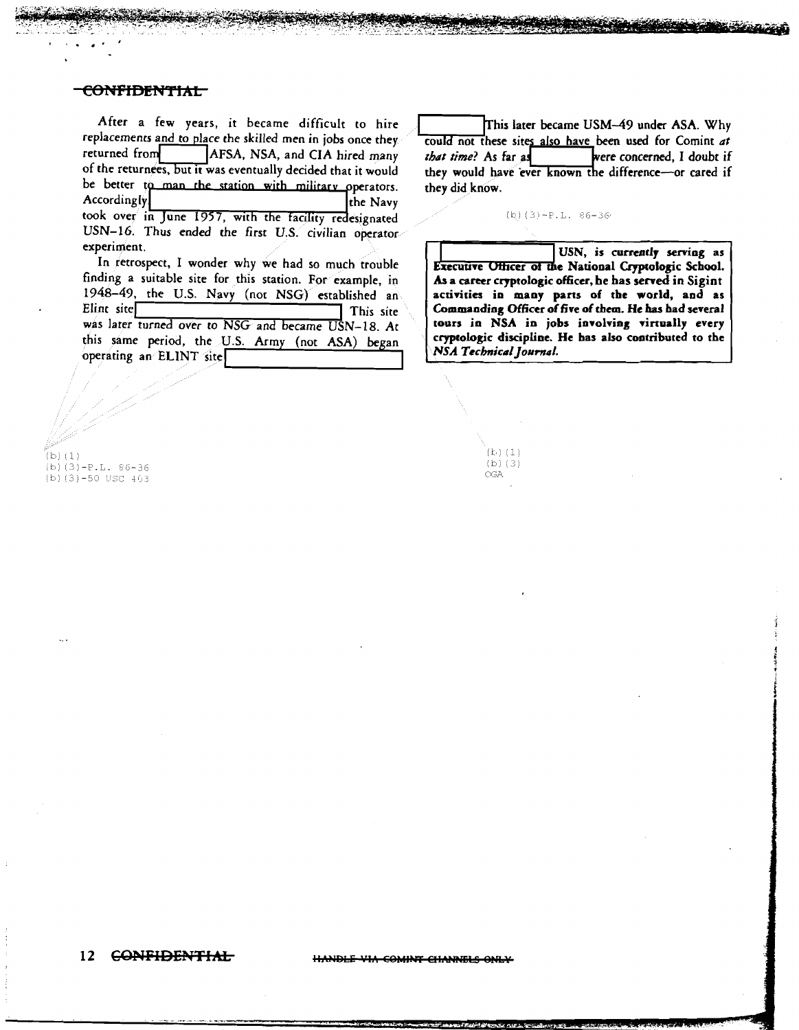CONFIDENTIAL

After a few years, it became difficult to hire replacements and to place the skilled men in jobs once they returned from [redacted] AFSA, NSA, and CIA hired many of the returnees, but it was eventually decided that it would be better to man the station with military operators. Accordingly [redacted] the Navy took over in June 1957, with the facility redesignated USN-16. Thus ended the first U.S. civilian operator experiment.

In retrospect, I wonder why we had so much trouble finding a suitable site for this station. For example, in 1948-49, the U.S. Navy (not NSG) established an Elint site [redacted] This site was later turned over to NSG and became USN-18. At this same period, the U.S. Army (not ASA) began operating an ELINT site [redacted] This later became USM-49 under ASA. Why could not these sites also have been used for Comint *at that time?* As far as [redacted] were concerned, I doubt if they would have ever known the difference—or cared if they did know.

(b)(1)
(b)(3)-P.L. 86-36
(b)(3)-50 USC 403

(b)(3)-P.L. 86-36

**[redacted] USN, is currently serving as Executive Officer of the National Cryptologic School. As a career cryptologic officer, he has served in Sigint activities in many parts of the world, and as Commanding Officer of five of them. He has had several tours in NSA in jobs involving virtually every cryptologic discipline. He has also contributed to the *NSA Technical Journal*.**

(b)(1)
(b)(3)
OGA

CONFIDENTIAL

HANDLE VIA COMINT CHANNELS ONLY